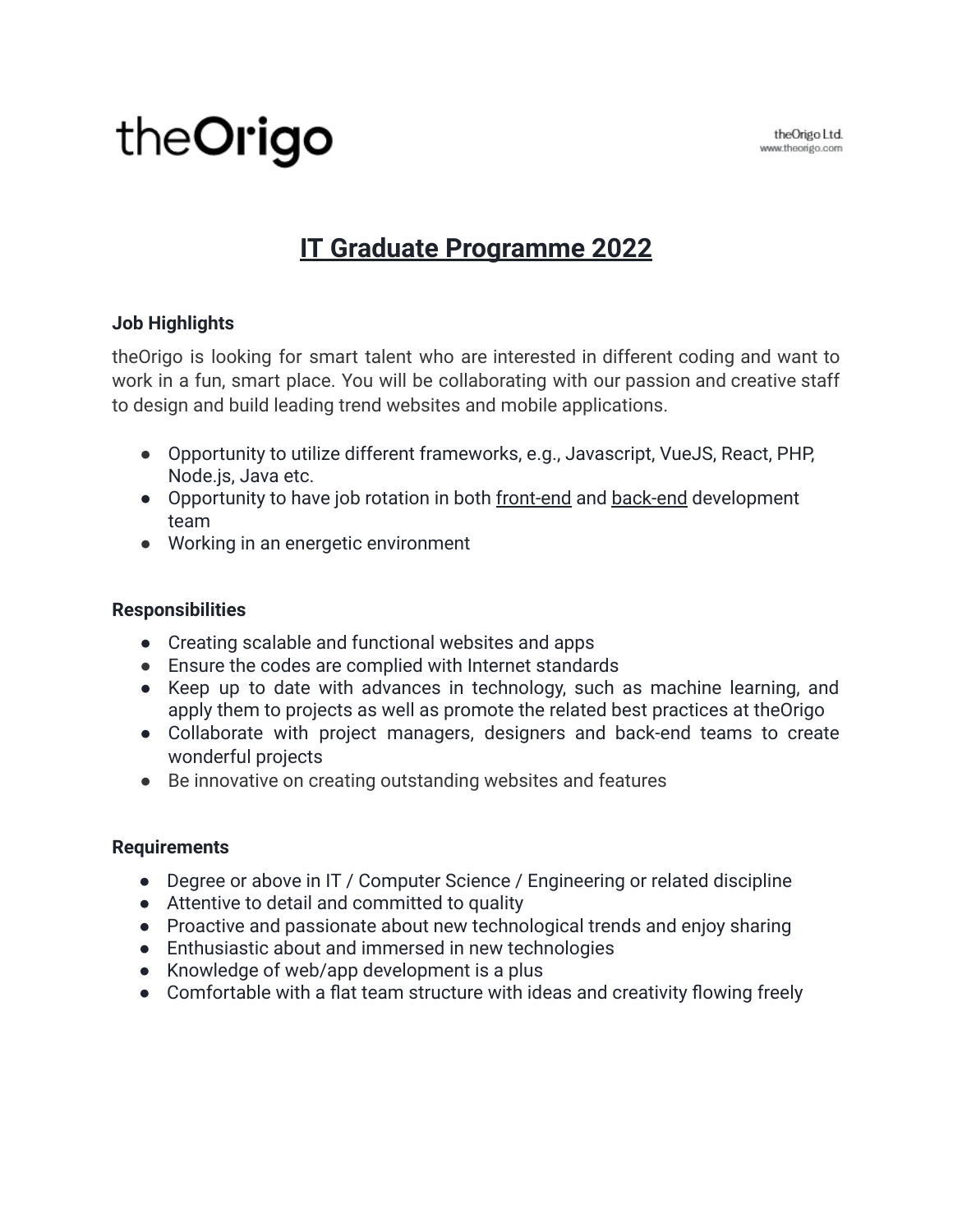theOrigo

theOrigo Ltd.
www.theorigo.com

# IT Graduate Programme 2022

**Job Highlights**

theOrigo is looking for smart talent who are interested in different coding and want to work in a fun, smart place. You will be collaborating with our passion and creative staff to design and build leading trend websites and mobile applications.

- Opportunity to utilize different frameworks, e.g., Javascript, VueJS, React, PHP, Node.js, Java etc.
- Opportunity to have job rotation in both front-end and back-end development team
- Working in an energetic environment

**Responsibilities**

- Creating scalable and functional websites and apps
- Ensure the codes are complied with Internet standards
- Keep up to date with advances in technology, such as machine learning, and apply them to projects as well as promote the related best practices at theOrigo
- Collaborate with project managers, designers and back-end teams to create wonderful projects
- Be innovative on creating outstanding websites and features

**Requirements**

- Degree or above in IT / Computer Science / Engineering or related discipline
- Attentive to detail and committed to quality
- Proactive and passionate about new technological trends and enjoy sharing
- Enthusiastic about and immersed in new technologies
- Knowledge of web/app development is a plus
- Comfortable with a flat team structure with ideas and creativity flowing freely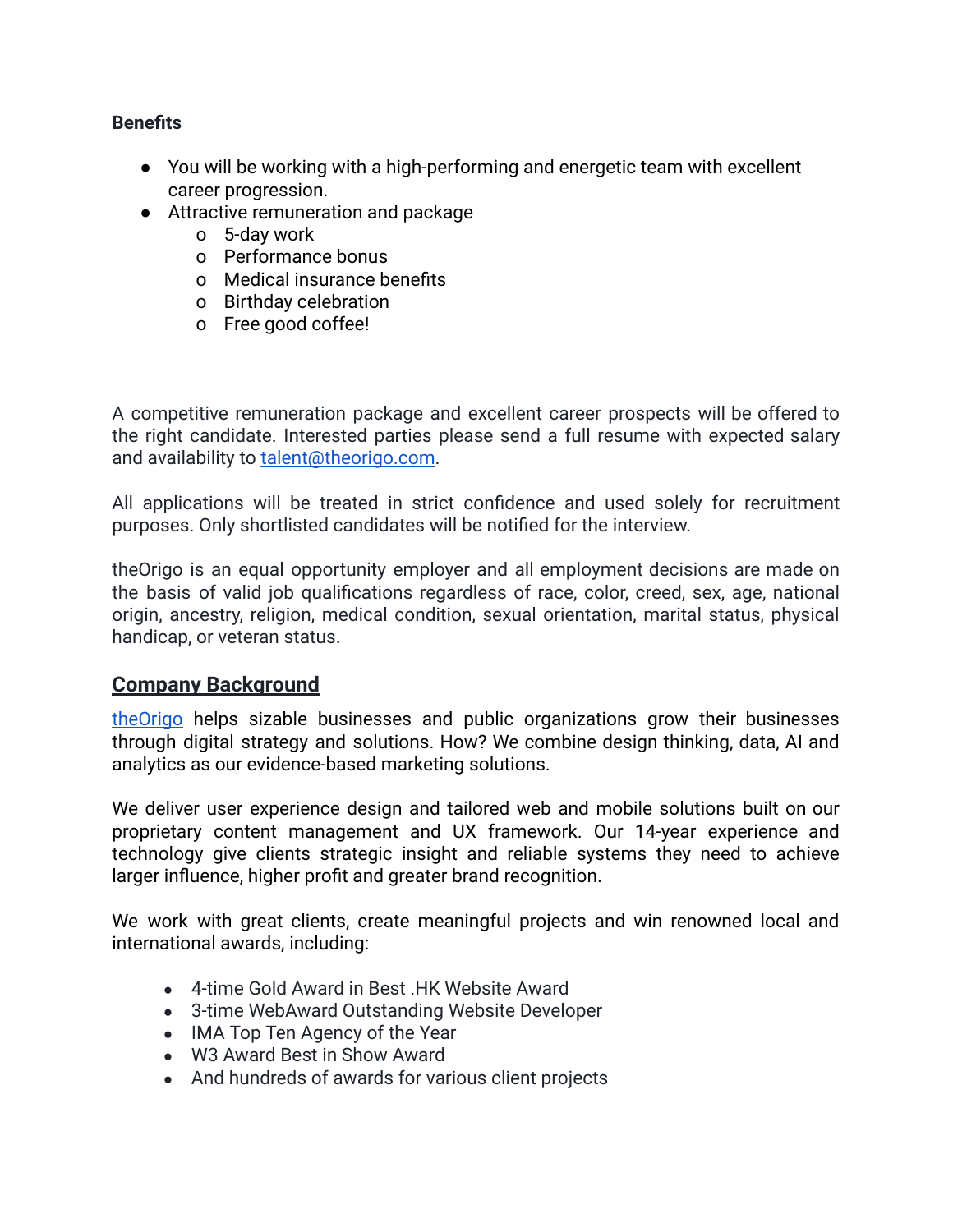**Benefits**

- You will be working with a high-performing and energetic team with excellent career progression.
- Attractive remuneration and package
    - 5-day work
    - Performance bonus
    - Medical insurance benefits
    - Birthday celebration
    - Free good coffee!

A competitive remuneration package and excellent career prospects will be offered to the right candidate. Interested parties please send a full resume with expected salary and availability to [talent@theorigo.com](mailto:talent@theorigo.com).

All applications will be treated in strict confidence and used solely for recruitment purposes. Only shortlisted candidates will be notified for the interview.

theOrigo is an equal opportunity employer and all employment decisions are made on the basis of valid job qualifications regardless of race, color, creed, sex, age, national origin, ancestry, religion, medical condition, sexual orientation, marital status, physical handicap, or veteran status.

## Company Background

theOrigo helps sizable businesses and public organizations grow their businesses through digital strategy and solutions. How? We combine design thinking, data, AI and analytics as our evidence-based marketing solutions.

We deliver user experience design and tailored web and mobile solutions built on our proprietary content management and UX framework. Our 14-year experience and technology give clients strategic insight and reliable systems they need to achieve larger influence, higher profit and greater brand recognition.

We work with great clients, create meaningful projects and win renowned local and international awards, including:

- 4-time Gold Award in Best .HK Website Award
- 3-time WebAward Outstanding Website Developer
- IMA Top Ten Agency of the Year
- W3 Award Best in Show Award
- And hundreds of awards for various client projects